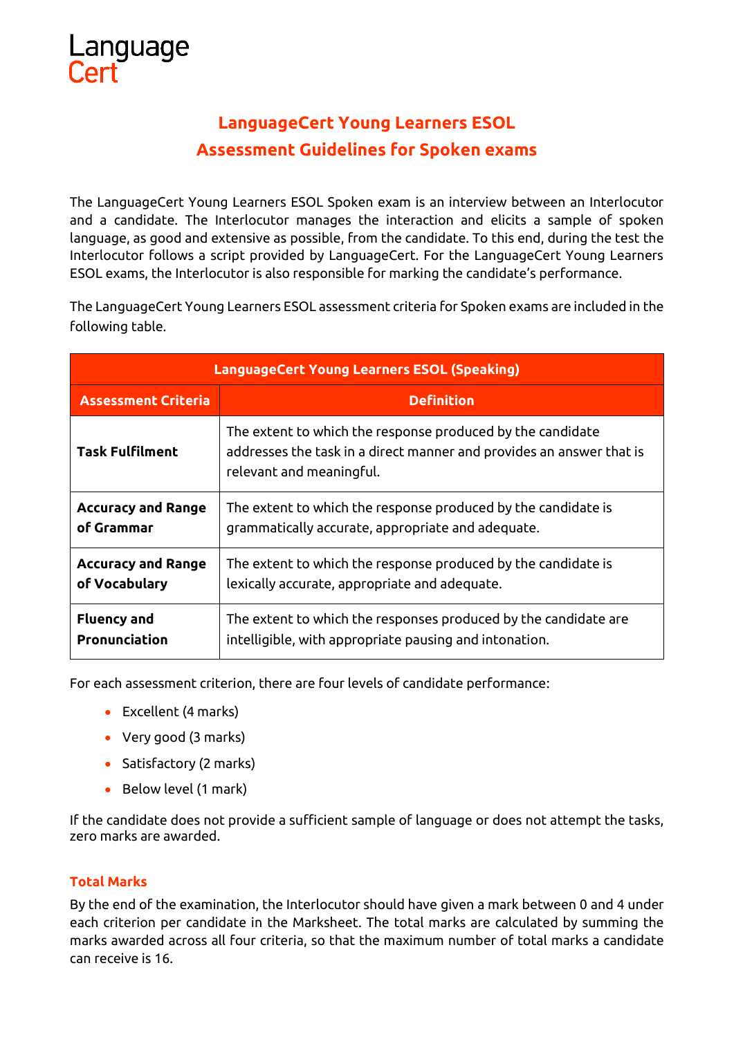Language
Cert

# LanguageCert Young Learners ESOL
## Assessment Guidelines for Spoken exams

The LanguageCert Young Learners ESOL Spoken exam is an interview between an Interlocutor and a candidate. The Interlocutor manages the interaction and elicits a sample of spoken language, as good and extensive as possible, from the candidate. To this end, during the test the Interlocutor follows a script provided by LanguageCert. For the LanguageCert Young Learners ESOL exams, the Interlocutor is also responsible for marking the candidate's performance.

The LanguageCert Young Learners ESOL assessment criteria for Spoken exams are included in the following table.

| LanguageCert Young Learners ESOL (Speaking) | |
|---|---|
| **Assessment Criteria** | **Definition** |
| **Task Fulfilment** | The extent to which the response produced by the candidate addresses the task in a direct manner and provides an answer that is relevant and meaningful. |
| **Accuracy and Range of Grammar** | The extent to which the response produced by the candidate is grammatically accurate, appropriate and adequate. |
| **Accuracy and Range of Vocabulary** | The extent to which the response produced by the candidate is lexically accurate, appropriate and adequate. |
| **Fluency and Pronunciation** | The extent to which the responses produced by the candidate are intelligible, with appropriate pausing and intonation. |

For each assessment criterion, there are four levels of candidate performance:

- Excellent (4 marks)
- Very good (3 marks)
- Satisfactory (2 marks)
- Below level (1 mark)

If the candidate does not provide a sufficient sample of language or does not attempt the tasks, zero marks are awarded.

### Total Marks

By the end of the examination, the Interlocutor should have given a mark between 0 and 4 under each criterion per candidate in the Marksheet. The total marks are calculated by summing the marks awarded across all four criteria, so that the maximum number of total marks a candidate can receive is 16.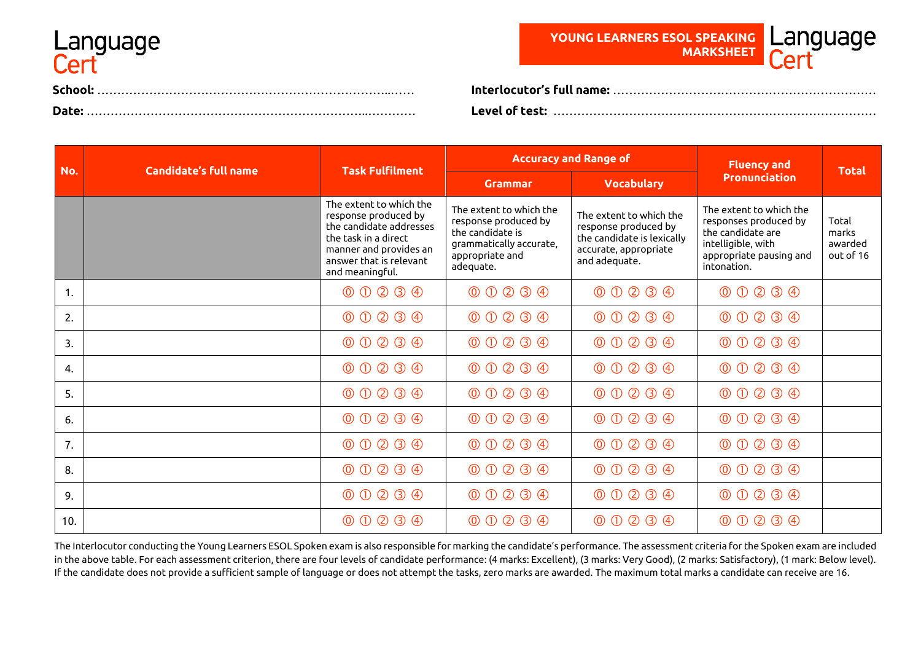Language Cert

# YOUNG LEARNERS ESOL SPEAKING MARKSHEET

Language Cert

**School:** ……………………………………………………………………..……

**Date:** ………………………………………………………………..…………

**Interlocutor's full name:** …………………………………………………………

**Level of test:** ……………………………………………………………………

| No. | Candidate's full name | Task Fulfilment | Accuracy and Range of | | Fluency and Pronunciation | Total |
|---|---|---|---|---|---|---|
| | | | Grammar | Vocabulary | | |
| | | The extent to which the response produced by the candidate addresses the task in a direct manner and provides an answer that is relevant and meaningful. | The extent to which the response produced by the candidate is grammatically accurate, appropriate and adequate. | The extent to which the response produced by the candidate is lexically accurate, appropriate and adequate. | The extent to which the responses produced by the candidate are intelligible, with appropriate pausing and intonation. | Total marks awarded out of 16 |
| 1. | | ⓪ ① ② ③ ④ | ⓪ ① ② ③ ④ | ⓪ ① ② ③ ④ | ⓪ ① ② ③ ④ | |
| 2. | | ⓪ ① ② ③ ④ | ⓪ ① ② ③ ④ | ⓪ ① ② ③ ④ | ⓪ ① ② ③ ④ | |
| 3. | | ⓪ ① ② ③ ④ | ⓪ ① ② ③ ④ | ⓪ ① ② ③ ④ | ⓪ ① ② ③ ④ | |
| 4. | | ⓪ ① ② ③ ④ | ⓪ ① ② ③ ④ | ⓪ ① ② ③ ④ | ⓪ ① ② ③ ④ | |
| 5. | | ⓪ ① ② ③ ④ | ⓪ ① ② ③ ④ | ⓪ ① ② ③ ④ | ⓪ ① ② ③ ④ | |
| 6. | | ⓪ ① ② ③ ④ | ⓪ ① ② ③ ④ | ⓪ ① ② ③ ④ | ⓪ ① ② ③ ④ | |
| 7. | | ⓪ ① ② ③ ④ | ⓪ ① ② ③ ④ | ⓪ ① ② ③ ④ | ⓪ ① ② ③ ④ | |
| 8. | | ⓪ ① ② ③ ④ | ⓪ ① ② ③ ④ | ⓪ ① ② ③ ④ | ⓪ ① ② ③ ④ | |
| 9. | | ⓪ ① ② ③ ④ | ⓪ ① ② ③ ④ | ⓪ ① ② ③ ④ | ⓪ ① ② ③ ④ | |
| 10. | | ⓪ ① ② ③ ④ | ⓪ ① ② ③ ④ | ⓪ ① ② ③ ④ | ⓪ ① ② ③ ④ | |

The Interlocutor conducting the Young Learners ESOL Spoken exam is also responsible for marking the candidate's performance. The assessment criteria for the Spoken exam are included in the above table. For each assessment criterion, there are four levels of candidate performance: (4 marks: Excellent), (3 marks: Very Good), (2 marks: Satisfactory), (1 mark: Below level). If the candidate does not provide a sufficient sample of language or does not attempt the tasks, zero marks are awarded. The maximum total marks a candidate can receive are 16.